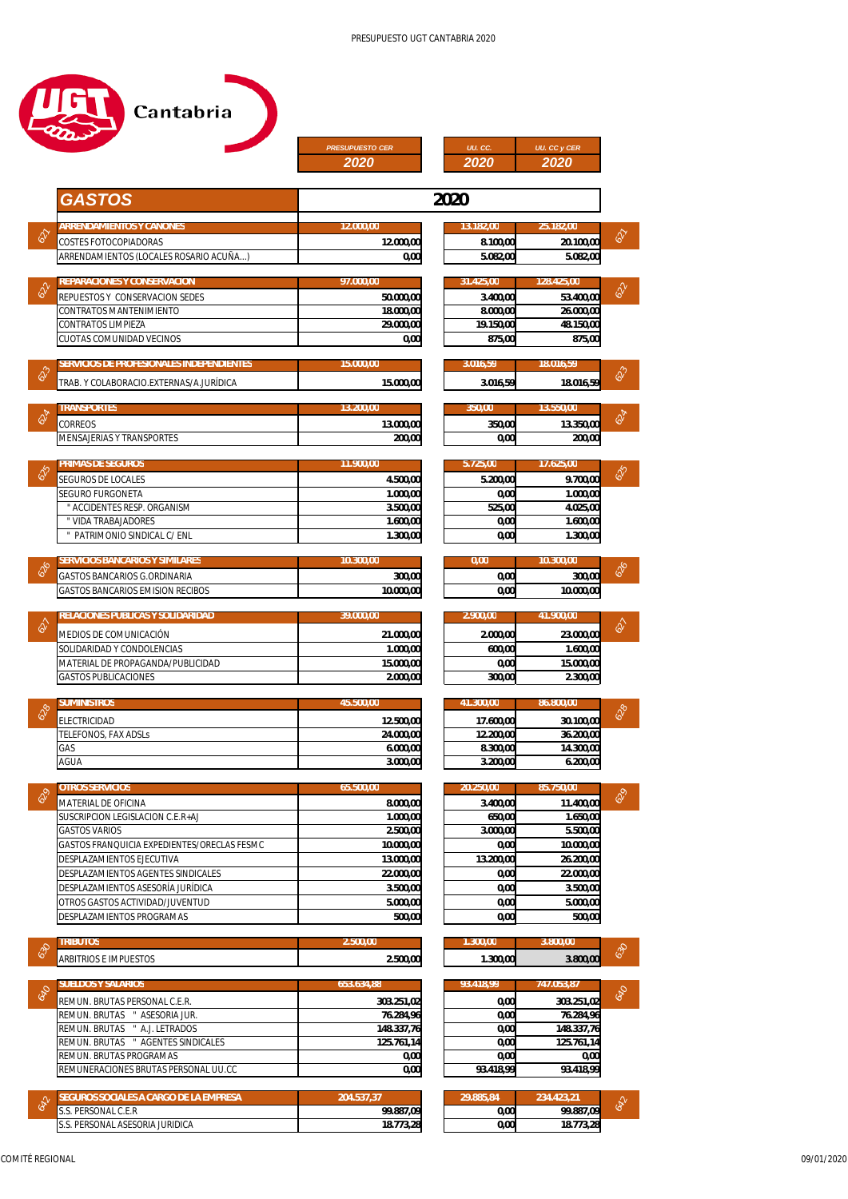UGT Cantabria

| Cuenta | GASTOS | PRESUPUESTO CER 2020 | UU. CC. 2020 | UU. CC y CER 2020 |
|---|---|---|---|---|
| 621 | **ARRENDAMIENTOS Y CANONES** | **12.000,00** | **13.182,00** | **25.182,00** |
| | COSTES FOTOCOPIADORAS | 12.000,00 | 8.100,00 | 20.100,00 |
| | ARRENDAMIENTOS (LOCALES ROSARIO ACUÑA...) | 0,00 | 5.082,00 | 5.082,00 |
| 622 | **REPARACIONES Y CONSERVACION** | **97.000,00** | **31.425,00** | **128.425,00** |
| | REPUESTOS Y CONSERVACION SEDES | 50.000,00 | 3.400,00 | 53.400,00 |
| | CONTRATOS MANTENIMIENTO | 18.000,00 | 8.000,00 | 26.000,00 |
| | CONTRATOS LIMPIEZA | 29.000,00 | 19.150,00 | 48.150,00 |
| | CUOTAS COMUNIDAD VECINOS | 0,00 | 875,00 | 875,00 |
| 623 | **SERVICIOS DE PROFESIONALES INDEPENDIENTES** | **15.000,00** | **3.016,59** | **18.016,59** |
| | TRAB. Y COLABORACIO.EXTERNAS/A.JURÍDICA | 15.000,00 | 3.016,59 | 18.016,59 |
| 624 | **TRANSPORTES** | **13.200,00** | **350,00** | **13.550,00** |
| | CORREOS | 13.000,00 | 350,00 | 13.350,00 |
| | MENSAJERIAS Y TRANSPORTES | 200,00 | 0,00 | 200,00 |
| 625 | **PRIMAS DE SEGUROS** | **11.900,00** | **5.725,00** | **17.625,00** |
| | SEGUROS DE LOCALES | 4.500,00 | 5.200,00 | 9.700,00 |
| | SEGURO FURGONETA | 1.000,00 | 0,00 | 1.000,00 |
| | " ACCIDENTES RESP. ORGANISM | 3.500,00 | 525,00 | 4.025,00 |
| | " VIDA TRABAJADORES | 1.600,00 | 0,00 | 1.600,00 |
| | " PATRIMONIO SINDICAL C/ ENL | 1.300,00 | 0,00 | 1.300,00 |
| 626 | **SERVICIOS BANCARIOS Y SIMILARES** | **10.300,00** | **0,00** | **10.300,00** |
| | GASTOS BANCARIOS G.ORDINARIA | 300,00 | 0,00 | 300,00 |
| | GASTOS BANCARIOS EMISION RECIBOS | 10.000,00 | 0,00 | 10.000,00 |
| 627 | **RELACIONES PUBLICAS Y SOLIDARIDAD** | **39.000,00** | **2.900,00** | **41.900,00** |
| | MEDIOS DE COMUNICACIÓN | 21.000,00 | 2.000,00 | 23.000,00 |
| | SOLIDARIDAD Y CONDOLENCIAS | 1.000,00 | 600,00 | 1.600,00 |
| | MATERIAL DE PROPAGANDA/PUBLICIDAD | 15.000,00 | 0,00 | 15.000,00 |
| | GASTOS PUBLICACIONES | 2.000,00 | 300,00 | 2.300,00 |
| 628 | **SUMINISTROS** | **45.500,00** | **41.300,00** | **86.800,00** |
| | ELECTRICIDAD | 12.500,00 | 17.600,00 | 30.100,00 |
| | TELEFONOS, FAX ADSLs | 24.000,00 | 12.200,00 | 36.200,00 |
| | GAS | 6.000,00 | 8.300,00 | 14.300,00 |
| | AGUA | 3.000,00 | 3.200,00 | 6.200,00 |
| 629 | **OTROS SERVICIOS** | **65.500,00** | **20.250,00** | **85.750,00** |
| | MATERIAL DE OFICINA | 8.000,00 | 3.400,00 | 11.400,00 |
| | SUSCRIPCION LEGISLACION C.E.R+AJ | 1.000,00 | 650,00 | 1.650,00 |
| | GASTOS VARIOS | 2.500,00 | 3.000,00 | 5.500,00 |
| | GASTOS FRANQUICIA EXPEDIENTES/ORECLAS FESMC | 10.000,00 | 0,00 | 10.000,00 |
| | DESPLAZAMIENTOS EJECUTIVA | 13.000,00 | 13.200,00 | 26.200,00 |
| | DESPLAZAMIENTOS AGENTES SINDICALES | 22.000,00 | 0,00 | 22.000,00 |
| | DESPLAZAMIENTOS ASESORÍA JURÍDICA | 3.500,00 | 0,00 | 3.500,00 |
| | OTROS GASTOS ACTIVIDAD/JUVENTUD | 5.000,00 | 0,00 | 5.000,00 |
| | DESPLAZAMIENTOS PROGRAMAS | 500,00 | 0,00 | 500,00 |
| 630 | **TRIBUTOS** | **2.500,00** | **1.300,00** | **3.800,00** |
| | ARBITRIOS E IMPUESTOS | 2.500,00 | 1.300,00 | 3.800,00 |
| 640 | **SUELDOS Y SALARIOS** | **653.634,88** | **93.418,99** | **747.053,87** |
| | REMUN. BRUTAS PERSONAL C.E.R. | 303.251,02 | 0,00 | 303.251,02 |
| | REMUN. BRUTAS " ASESORIA JUR. | 76.284,96 | 0,00 | 76.284,96 |
| | REMUN. BRUTAS " A.J. LETRADOS | 148.337,76 | 0,00 | 148.337,76 |
| | REMUN. BRUTAS " AGENTES SINDICALES | 125.761,14 | 0,00 | 125.761,14 |
| | REMUN. BRUTAS PROGRAMAS | 0,00 | 0,00 | 0,00 |
| | REMUNERACIONES BRUTAS PERSONAL UU.CC | 0,00 | 93.418,99 | 93.418,99 |
| 642 | **SEGUROS SOCIALES A CARGO DE LA EMPRESA** | **204.537,37** | **29.885,84** | **234.423,21** |
| | S.S. PERSONAL C.E.R | 99.887,09 | 0,00 | 99.887,09 |
| | S.S. PERSONAL ASESORIA JURIDICA | 18.773,28 | 0,00 | 18.773,28 |

COMITÉ REGIONAL — 09/01/2020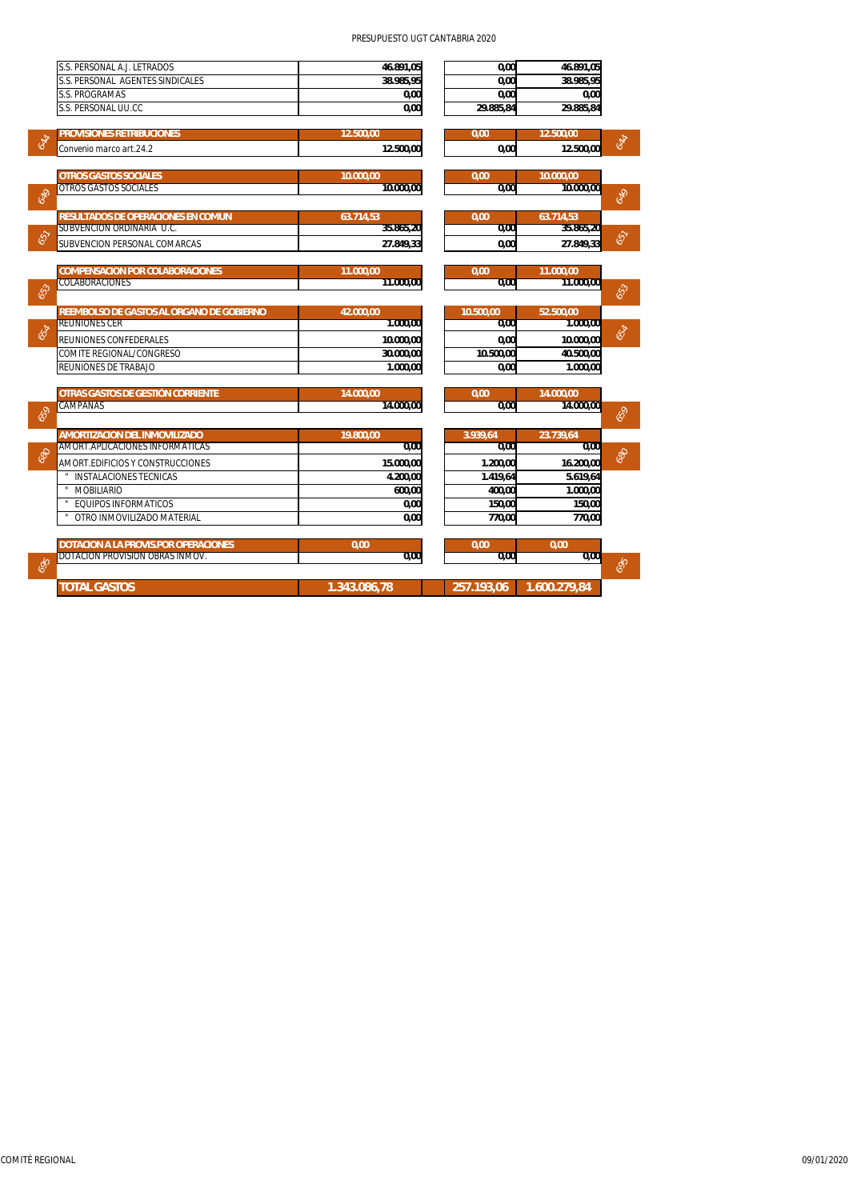PRESUPUESTO UGT CANTABRIA 2020

| Cuenta | Concepto | | | |
|---|---|---|---|---|
| | S.S. PERSONAL A.J. LETRADOS | 46.891,05 | 0,00 | 46.891,05 |
| | S.S. PERSONAL AGENTES SINDICALES | 38.985,95 | 0,00 | 38.985,95 |
| | S.S. PROGRAMAS | 0,00 | 0,00 | 0,00 |
| | S.S. PERSONAL UU.CC | 0,00 | 29.885,84 | 29.885,84 |
| 644 | **PROVISIONES RETRIBUCIONES** | **12.500,00** | **0,00** | **12.500,00** |
| | Convenio marco art.24.2 | 12.500,00 | 0,00 | 12.500,00 |
| 649 | **OTROS GASTOS SOCIALES** | **10.000,00** | **0,00** | **10.000,00** |
| | OTROS GASTOS SOCIALES | 10.000,00 | 0,00 | 10.000,00 |
| 651 | **RESULTADOS DE OPERACIONES EN COMUN** | **63.714,53** | **0,00** | **63.714,53** |
| | SUBVENCION ORDINARIA U.C. | 35.865,20 | 0,00 | 35.865,20 |
| | SUBVENCION PERSONAL COMARCAS | 27.849,33 | 0,00 | 27.849,33 |
| 653 | **COMPENSACION POR COLABORACIONES** | **11.000,00** | **0,00** | **11.000,00** |
| | COLABORACIONES | 11.000,00 | 0,00 | 11.000,00 |
| 654 | **REEMBOLSO DE GASTOS AL ORGANO DE GOBIERNO** | **42.000,00** | **10.500,00** | **52.500,00** |
| | REUNIONES CER | 1.000,00 | 0,00 | 1.000,00 |
| | REUNIONES CONFEDERALES | 10.000,00 | 0,00 | 10.000,00 |
| | COMITE REGIONAL/CONGRESO | 30.000,00 | 10.500,00 | 40.500,00 |
| | REUNIONES DE TRABAJO | 1.000,00 | 0,00 | 1.000,00 |
| 659 | **OTRAS GASTOS DE GESTIÓN CORRIENTE** | **14.000,00** | **0,00** | **14.000,00** |
| | CAMPAÑAS | 14.000,00 | 0,00 | 14.000,00 |
| 680 | **AMORTIZACION DEL INMOVILIZADO** | **19.800,00** | **3.939,64** | **23.739,64** |
| | AMORT.APLICACIONES INFORMATICAS | 0,00 | 0,00 | 0,00 |
| | AMORT.EDIFICIOS Y CONSTRUCCIONES | 15.000,00 | 1.200,00 | 16.200,00 |
| | " INSTALACIONES TECNICAS | 4.200,00 | 1.419,64 | 5.619,64 |
| | " MOBILIARIO | 600,00 | 400,00 | 1.000,00 |
| | " EQUIPOS INFORMATICOS | 0,00 | 150,00 | 150,00 |
| | " OTRO INMOVILIZADO MATERIAL | 0,00 | 770,00 | 770,00 |
| 695 | **DOTACION A LA PROVIS.POR OPERACIONES** | **0,00** | **0,00** | **0,00** |
| | DOTACION PROVISION OBRAS INMOV. | 0,00 | 0,00 | 0,00 |
| | **TOTAL GASTOS** | **1.343.086,78** | **257.193,06** | **1.600.279,84** |

COMITÉ REGIONAL 09/01/2020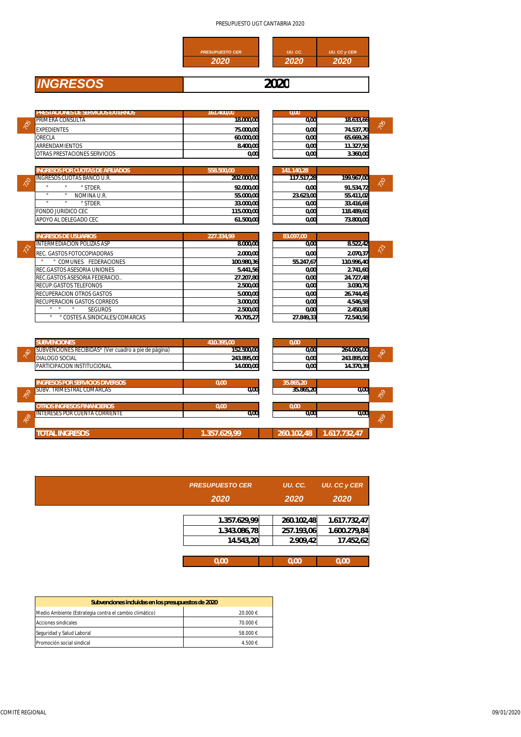PRESUPUESTO UGT CANTABRIA 2020

| | | PRESUPUESTO CER | UU. CC. | UU. CC y CER | |
|---|---|---|---|---|---|
| | | 2020 | 2020 | 2020 | |

# INGRESOS

## 2020

| | Concepto | PRESUPUESTO CER 2020 | UU. CC. 2020 | UU. CC y CER 2020 | |
|---|---|---|---|---|---|
| | **PRESTACIONES DE SERVICIOS EXTERNOS** | **161.400,00** | **0,00** | | |
| 705 | PRIMERA CONSULTA | 18.000,00 | 0,00 | 18.633,66 | 705 |
| | EXPEDIENTES | 75.000,00 | 0,00 | 74.537,70 | |
| | ORECLA | 60.000,00 | 0,00 | 65.669,26 | |
| | ARRENDAMIENTOS | 8.400,00 | 0,00 | 11.327,50 | |
| | OTRAS PRESTACIONES SERVICIOS | 0,00 | 0,00 | 3.360,00 | |
| | **INGRESOS POR CUOTAS DE AFILIADOS** | **558.500,00** | **141.140,28** | | |
| 720 | INGRESOS CUOTAS BANCO U.R. | 202.000,00 | 117.517,28 | 199.967,00 | 720 |
| | " " " STDER. | 92.000,00 | 0,00 | 91.534,72 | |
| | " " NOMINA U.R. | 55.000,00 | 23.623,00 | 55.411,02 | |
| | " " " STDER. | 33.000,00 | 0,00 | 33.416,69 | |
| | FONDO JURIDICO CEC | 115.000,00 | 0,00 | 118.489,60 | |
| | APOYO AL DELEGADO CEC | 61.500,00 | 0,00 | 73.800,00 | |
| | **INGRESOS DE USUARIOS** | **227.334,99** | **83.097,00** | | |
| 721 | INTERMEDIACION POLIZAS ASP | 8.000,00 | 0,00 | 8.522,42 | 721 |
| | REC. GASTOS FOTOCOPIADORAS | 2.000,00 | 0,00 | 2.070,37 | |
| | " " COMUNES FEDERACIONES | 100.980,36 | 55.247,67 | 110.996,40 | |
| | REC.GASTOS ASESORIA UNIONES | 5.441,56 | 0,00 | 2.741,60 | |
| | REC.GASTOS ASESORIA FEDERACIO.. | 27.207,80 | 0,00 | 24.727,48 | |
| | RECUP.GASTOS TELEFONOS | 2.500,00 | 0,00 | 3.030,70 | |
| | RECUPERACION OTROS GASTOS | 5.000,00 | 0,00 | 26.744,45 | |
| | RECUPERACION GASTOS CORREOS | 3.000,00 | 0,00 | 4.546,58 | |
| | " " " SEGUROS | 2.500,00 | 0,00 | 2.450,80 | |
| | " " COSTES A.SINDICALES/COMARCAS | 70.705,27 | 27.849,33 | 72.540,56 | |
| | **SUBVENCIONES** | **410.395,00** | **0,00** | | |
| 740 | SUBVENCIONES RECIBIDAS* (Ver cuadro a pie de página) | 152.500,00 | 0,00 | 264.006,00 | 740 |
| | DIALOGO SOCIAL | 243.895,00 | 0,00 | 243.895,00 | |
| | PARTICIPACION INSTITUCIONAL | 14.000,00 | 0,00 | 14.370,39 | |
| | **INGRESOS POR SERVICIOS DIVERSOS** | **0,00** | **35.865,20** | | |
| 759 | SUBV. TRIMESTRAL COMARCAS | 0,00 | 35.865,20 | 0,00 | 759 |
| | **OTROS INGRESOS FINANCIEROS** | **0,00** | **0,00** | | |
| 769 | INTERESES POR CUENTA CORRIENTE | 0,00 | 0,00 | 0,00 | 769 |
| | **TOTAL INGRESOS** | **1.357.629,99** | **260.102,48** | **1.617.732,47** | |

| | PRESUPUESTO CER 2020 | UU. CC. 2020 | UU. CC y CER 2020 |
|---|---|---|---|
| | 1.357.629,99 | 260.102,48 | 1.617.732,47 |
| | 1.343.086,78 | 257.193,06 | 1.600.279,84 |
| | 14.543,20 | 2.909,42 | 17.452,62 |
| | **0,00** | **0,00** | **0,00** |

| Subvenciones incluidas en los presupuestos de 2020 | |
|---|---|
| Medio Ambiente (Estrategia contra el cambio climático) | 20.000 € |
| Acciones sindicales | 70.000 € |
| Seguridad y Salud Laboral | 58.000 € |
| Promoción social sindical | 4.500 € |

COMITÉ REGIONAL 09/01/2020